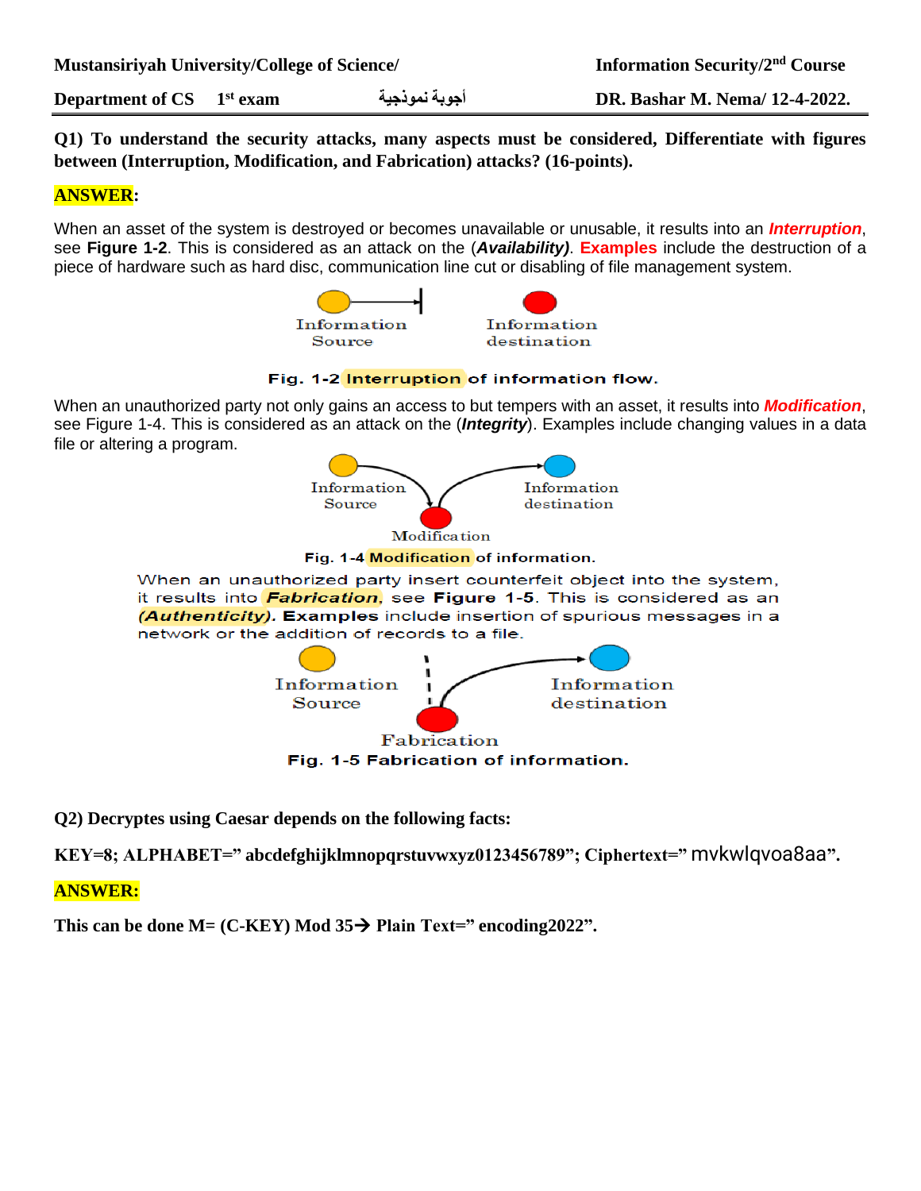**Mustansiriyah University/College of Science/** **Information Security/2nd Course**

**Department of CS 1st exam** أجوبة نموذجية **DR. Bashar M. Nema/ 12-4-2022.**

**Q1) To understand the security attacks, many aspects must be considered, Differentiate with figures between (Interruption, Modification, and Fabrication) attacks? (16-points).**

**ANSWER:**

When an asset of the system is destroyed or becomes unavailable or unusable, it results into an ***Interruption***, see **Figure 1-2**. This is considered as an attack on the (***Availability)***. **Examples** include the destruction of a piece of hardware such as hard disc, communication line cut or disabling of file management system.

Information Source — Information destination

**Fig. 1-2 Interruption of information flow.**

When an unauthorized party not only gains an access to but tempers with an asset, it results into ***Modification***, see Figure 1-4. This is considered as an attack on the (***Integrity***). Examples include changing values in a data file or altering a program.

Information Source — Modification — Information destination

**Fig. 1-4 Modification of information.**

When an unauthorized party insert counterfeit object into the system, it results into ***Fabrication***, see **Figure 1-5**. This is considered as an ***(Authenticity)***. **Examples** include insertion of spurious messages in a network or the addition of records to a file.

Information Source — Fabrication — Information destination

**Fig. 1-5 Fabrication of information.**

**Q2) Decryptes using Caesar depends on the following facts:**

**KEY=8; ALPHABET=" abcdefghijklmnopqrstuvwxyz0123456789"; Ciphertext="** mvkwlqvoa8aa**".**

**ANSWER:**

**This can be done M= (C-KEY) Mod 35→ Plain Text=" encoding2022".**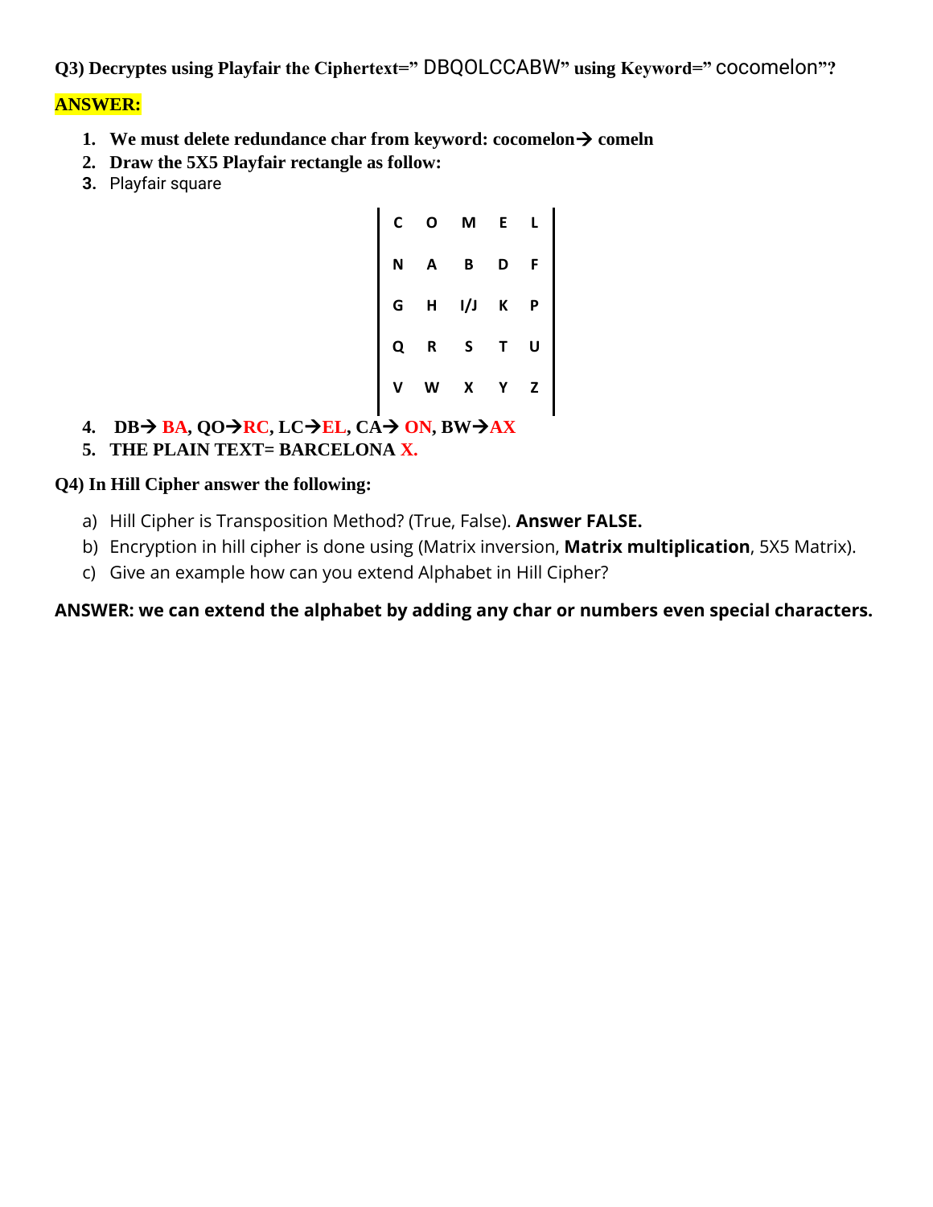**Q3) Decryptes using Playfair the Ciphertext=" DBQOLCCABW" using Keyword=" cocomelon"?**

**ANSWER:**

1. **We must delete redundance char from keyword: cocomelon→ comeln**
2. **Draw the 5X5 Playfair rectangle as follow:**
3. Playfair square

| | | | | |
|---|---|---|---|---|
| C | O | M | E | L |
| N | A | B | D | F |
| G | H | I/J | K | P |
| Q | R | S | T | U |
| V | W | X | Y | Z |

4. **DB→ BA, QO→RC, LC→EL, CA→ ON, BW→AX**
5. **THE PLAIN TEXT= BARCELONA X.**

**Q4) In Hill Cipher answer the following:**

a) Hill Cipher is Transposition Method? (True, False). **Answer FALSE.**
b) Encryption in hill cipher is done using (Matrix inversion, **Matrix multiplication**, 5X5 Matrix).
c) Give an example how can you extend Alphabet in Hill Cipher?

**ANSWER: we can extend the alphabet by adding any char or numbers even special characters.**